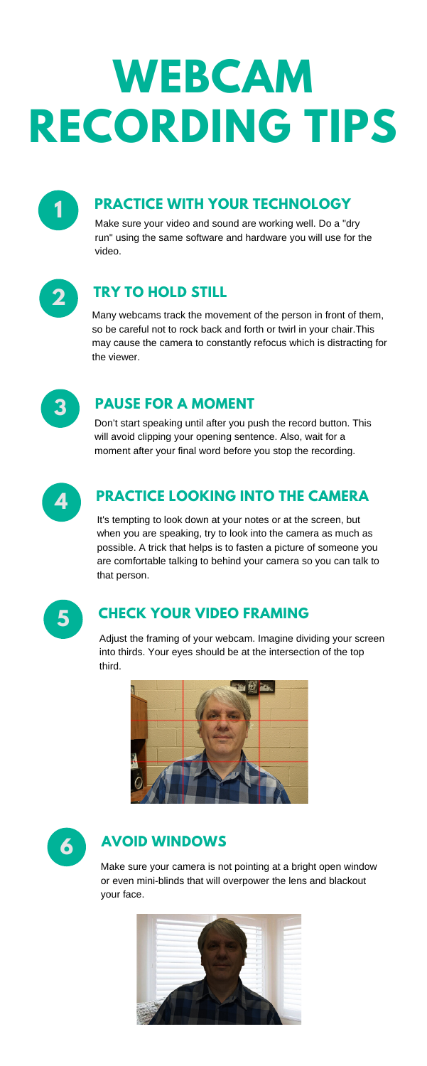# WEBCAM RECORDING TIPS

## 1 PRACTICE WITH YOUR TECHNOLOGY

Make sure your video and sound are working well. Do a "dry run" using the same software and hardware you will use for the video.

## 2 TRY TO HOLD STILL

Many webcams track the movement of the person in front of them, so be careful not to rock back and forth or twirl in your chair.This may cause the camera to constantly refocus which is distracting for the viewer.

## 3 PAUSE FOR A MOMENT

Don't start speaking until after you push the record button. This will avoid clipping your opening sentence. Also, wait for a moment after your final word before you stop the recording.

## 4 PRACTICE LOOKING INTO THE CAMERA

It's tempting to look down at your notes or at the screen, but when you are speaking, try to look into the camera as much as possible. A trick that helps is to fasten a picture of someone you are comfortable talking to behind your camera so you can talk to that person.

## 5 CHECK YOUR VIDEO FRAMING

Adjust the framing of your webcam. Imagine dividing your screen into thirds. Your eyes should be at the intersection of the top third.

## 6 AVOID WINDOWS

Make sure your camera is not pointing at a bright open window or even mini-blinds that will overpower the lens and blackout your face.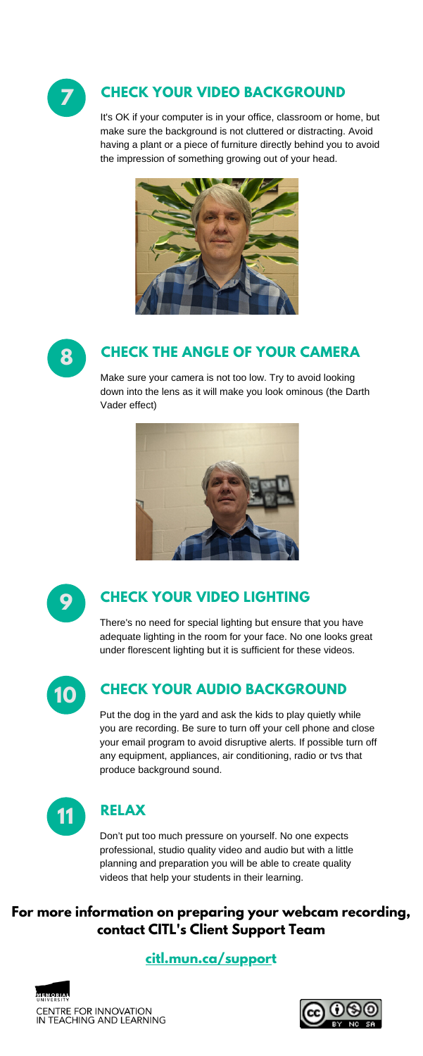## 7 CHECK YOUR VIDEO BACKGROUND

It's OK if your computer is in your office, classroom or home, but make sure the background is not cluttered or distracting. Avoid having a plant or a piece of furniture directly behind you to avoid the impression of something growing out of your head.

## 8 CHECK THE ANGLE OF YOUR CAMERA

Make sure your camera is not too low. Try to avoid looking down into the lens as it will make you look ominous (the Darth Vader effect)

## 9 CHECK YOUR VIDEO LIGHTING

There's no need for special lighting but ensure that you have adequate lighting in the room for your face. No one looks great under florescent lighting but it is sufficient for these videos.

## 10 CHECK YOUR AUDIO BACKGROUND

Put the dog in the yard and ask the kids to play quietly while you are recording. Be sure to turn off your cell phone and close your email program to avoid disruptive alerts. If possible turn off any equipment, appliances, air conditioning, radio or tvs that produce background sound.

## 11 RELAX

Don't put too much pressure on yourself. No one expects professional, studio quality video and audio but with a little planning and preparation you will be able to create quality videos that help your students in their learning.

**For more information on preparing your webcam recording, contact CITL's Client Support Team**

**citl.mun.ca/support**

MEMORIAL UNIVERSITY
CENTRE FOR INNOVATION IN TEACHING AND LEARNING

CC BY NC SA